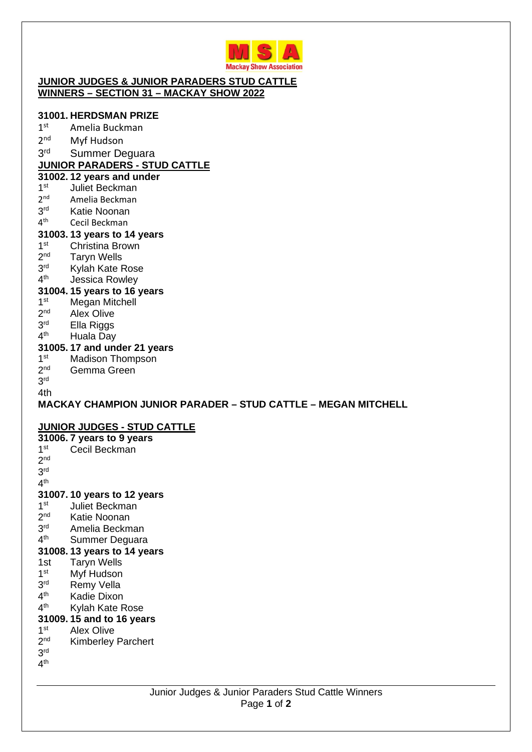MSA Mackay Show Association

**JUNIOR JUDGES & JUNIOR PARADERS STUD CATTLE WINNERS – SECTION 31 – MACKAY SHOW 2022**

**31001. HERDSMAN PRIZE**

1st Amelia Buckman
2nd Myf Hudson
3rd Summer Deguara

**JUNIOR PARADERS - STUD CATTLE**

**31002. 12 years and under**

1st Juliet Beckman
2nd Amelia Beckman
3rd Katie Noonan
4th Cecil Beckman

**31003. 13 years to 14 years**

1st Christina Brown
2nd Taryn Wells
3rd Kylah Kate Rose
4th Jessica Rowley

**31004. 15 years to 16 years**

1st Megan Mitchell
2nd Alex Olive
3rd Ella Riggs
4th Huala Day

**31005. 17 and under 21 years**

1st Madison Thompson
2nd Gemma Green
3rd
4th

**MACKAY CHAMPION JUNIOR PARADER – STUD CATTLE – MEGAN MITCHELL**

**JUNIOR JUDGES - STUD CATTLE**

**31006. 7 years to 9 years**

1st Cecil Beckman
2nd
3rd
4th

**31007. 10 years to 12 years**

1st Juliet Beckman
2nd Katie Noonan
3rd Amelia Beckman
4th Summer Deguara

**31008. 13 years to 14 years**

1st Taryn Wells
1st Myf Hudson
3rd Remy Vella
4th Kadie Dixon
4th Kylah Kate Rose

**31009. 15 and to 16 years**

1st Alex Olive
2nd Kimberley Parchert
3rd
4th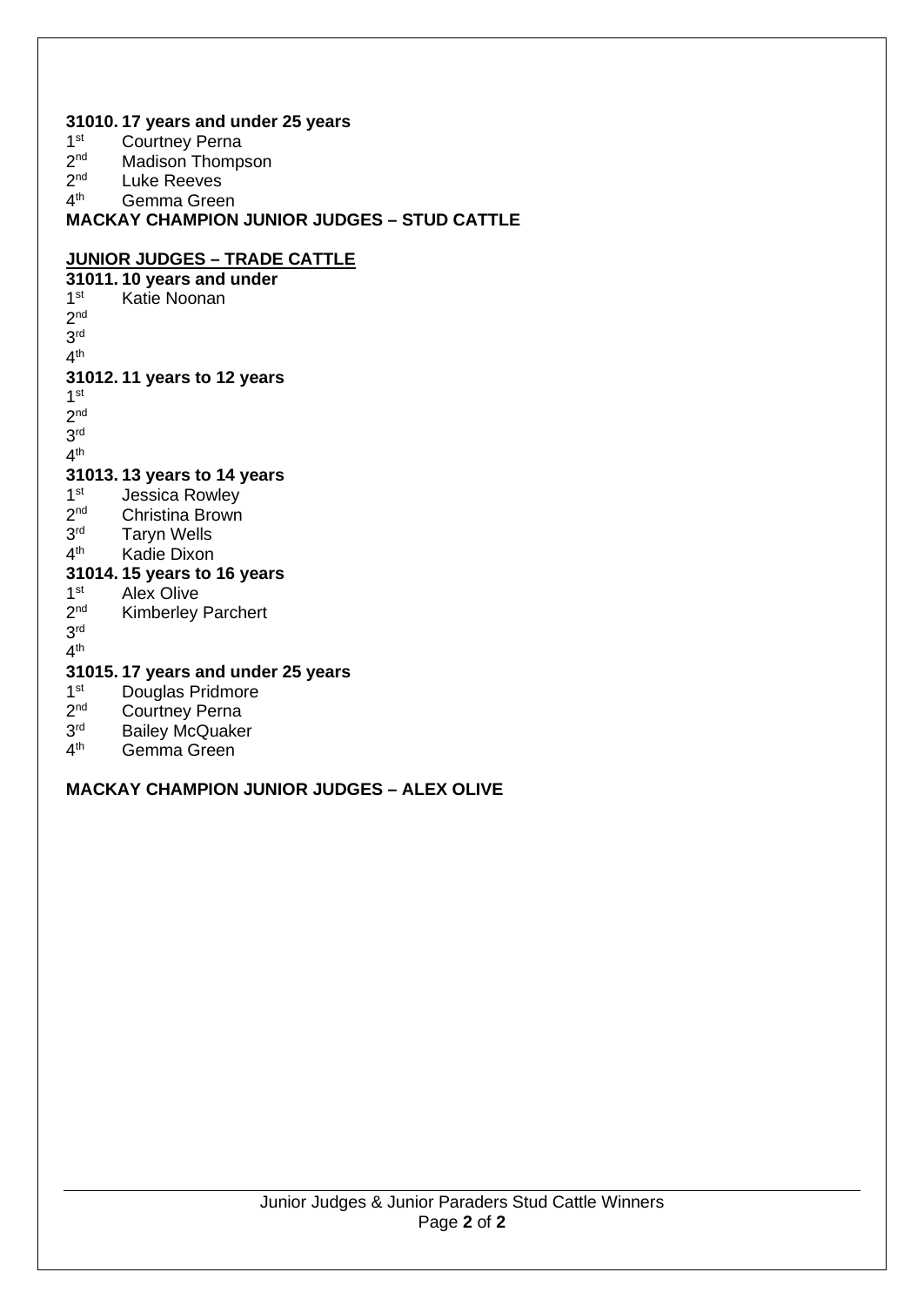**31010. 17 years and under 25 years**

1st Courtney Perna
2nd Madison Thompson
2nd Luke Reeves
4th Gemma Green

**MACKAY CHAMPION JUNIOR JUDGES – STUD CATTLE**

**JUNIOR JUDGES – TRADE CATTLE**

**31011. 10 years and under**

1st Katie Noonan
2nd
3rd
4th

**31012. 11 years to 12 years**

1st
2nd
3rd
4th

**31013. 13 years to 14 years**

1st Jessica Rowley
2nd Christina Brown
3rd Taryn Wells
4th Kadie Dixon

**31014. 15 years to 16 years**

1st Alex Olive
2nd Kimberley Parchert
3rd
4th

**31015. 17 years and under 25 years**

1st Douglas Pridmore
2nd Courtney Perna
3rd Bailey McQuaker
4th Gemma Green

**MACKAY CHAMPION JUNIOR JUDGES – ALEX OLIVE**